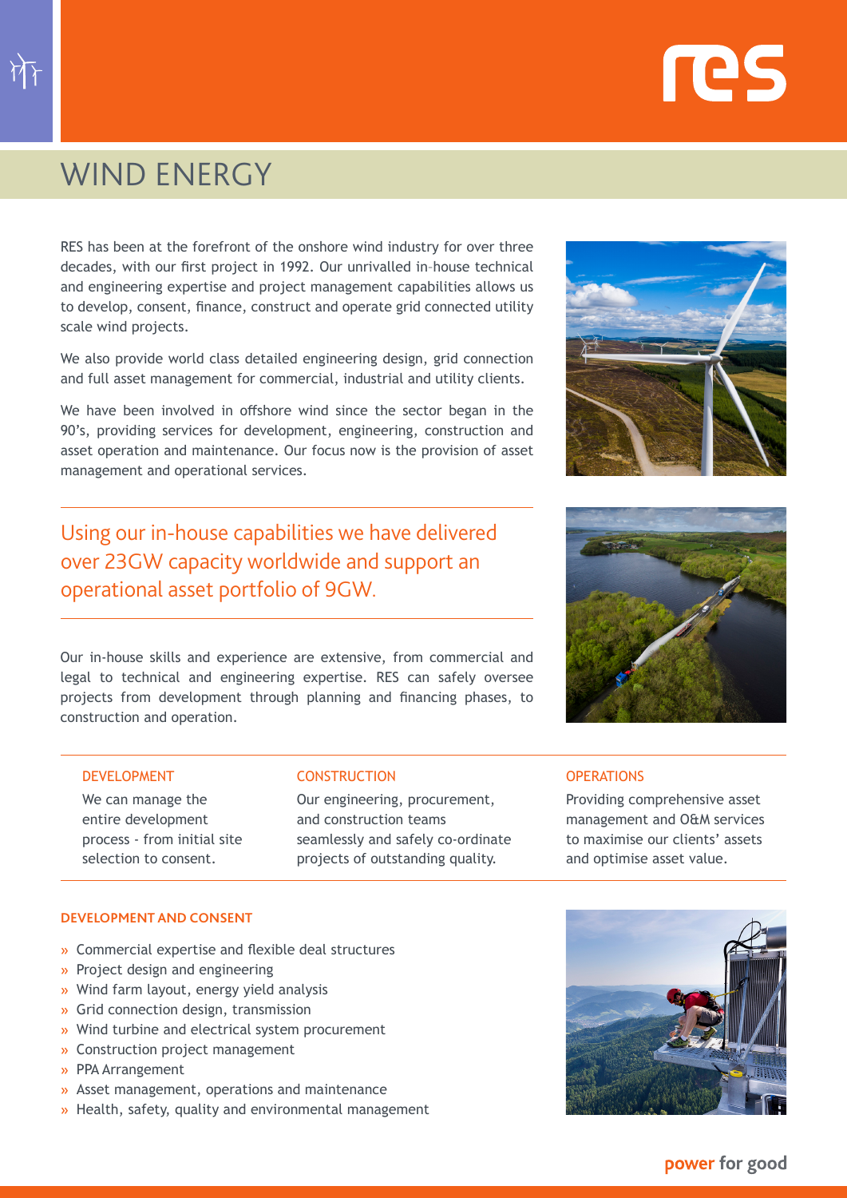# WIND ENERGY

RES has been at the forefront of the onshore wind industry for over three decades, with our first project in 1992. Our unrivalled in-house technical and engineering expertise and project management capabilities allows us to develop, consent, finance, construct and operate grid connected utility scale wind projects.

We also provide world class detailed engineering design, grid connection and full asset management for commercial, industrial and utility clients.

We have been involved in offshore wind since the sector began in the 90's, providing services for development, engineering, construction and asset operation and maintenance. Our focus now is the provision of asset management and operational services.

> Using our in-house capabilities we have delivered over 23GW capacity worldwide and support an operational asset portfolio of 9GW.

Our in-house skills and experience are extensive, from commercial and legal to technical and engineering expertise. RES can safely oversee projects from development through planning and financing phases, to construction and operation.

### DEVELOPMENT

We can manage the entire development process - from initial site selection to consent.

### CONSTRUCTION

Our engineering, procurement, and construction teams seamlessly and safely co-ordinate projects of outstanding quality.

### OPERATIONS

Providing comprehensive asset management and O&M services to maximise our clients' assets and optimise asset value.

### DEVELOPMENT AND CONSENT

- Commercial expertise and flexible deal structures
- Project design and engineering
- Wind farm layout, energy yield analysis
- Grid connection design, transmission
- Wind turbine and electrical system procurement
- Construction project management
- PPA Arrangement
- Asset management, operations and maintenance
- Health, safety, quality and environmental management

power for good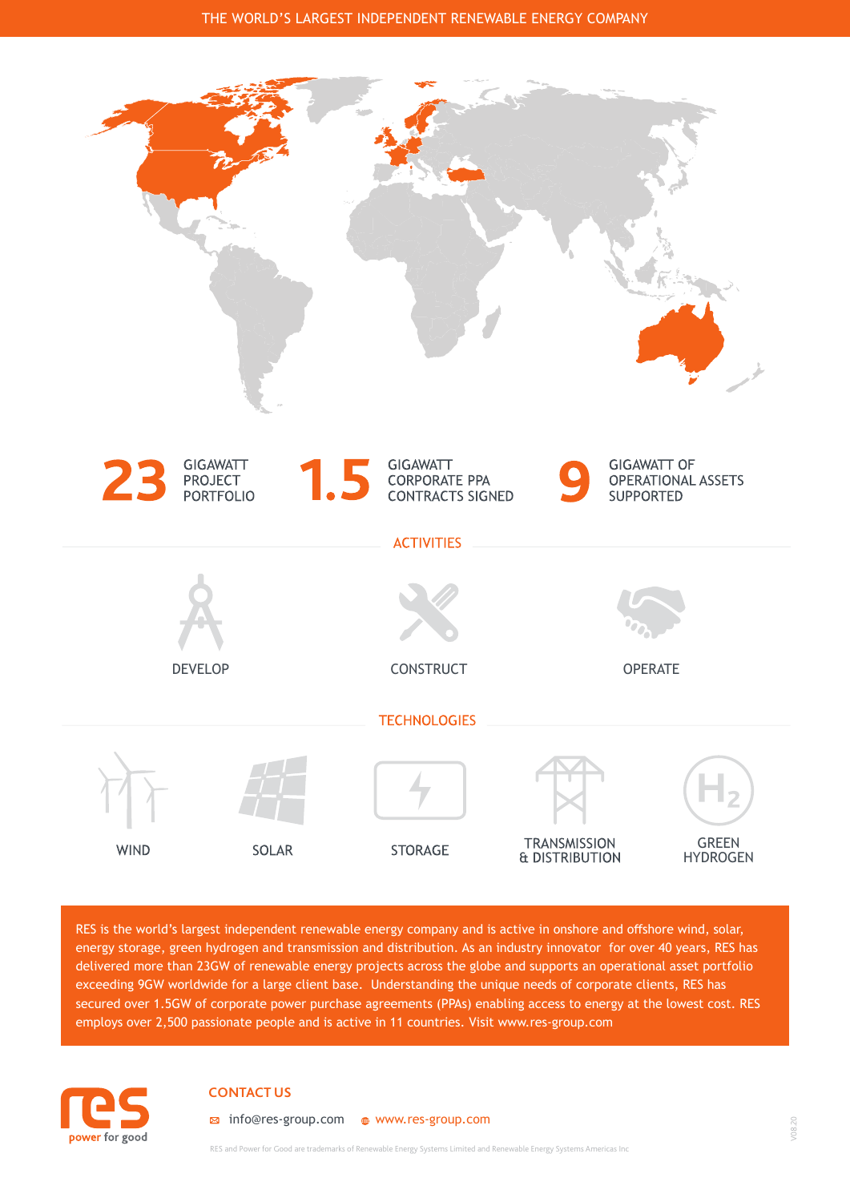# THE WORLD'S LARGEST INDEPENDENT RENEWABLE ENERGY COMPANY

**23** GIGAWATT PROJECT PORTFOLIO

**1.5** GIGAWATT CORPORATE PPA CONTRACTS SIGNED

**9** GIGAWATT OF OPERATIONAL ASSETS SUPPORTED

## ACTIVITIES

- DEVELOP
- CONSTRUCT
- OPERATE

## TECHNOLOGIES

- WIND
- SOLAR
- STORAGE
- TRANSMISSION & DISTRIBUTION
- GREEN HYDROGEN

RES is the world's largest independent renewable energy company and is active in onshore and offshore wind, solar, energy storage, green hydrogen and transmission and distribution. As an industry innovator for over 40 years, RES has delivered more than 23GW of renewable energy projects across the globe and supports an operational asset portfolio exceeding 9GW worldwide for a large client base. Understanding the unique needs of corporate clients, RES has secured over 1.5GW of corporate power purchase agreements (PPAs) enabling access to energy at the lowest cost. RES employs over 2,500 passionate people and is active in 11 countries. Visit www.res-group.com

res
power for good

## CONTACT US

info@res-group.com www.res-group.com

RES and Power for Good are trademarks of Renewable Energy Systems Limited and Renewable Energy Systems Americas Inc

V08.20